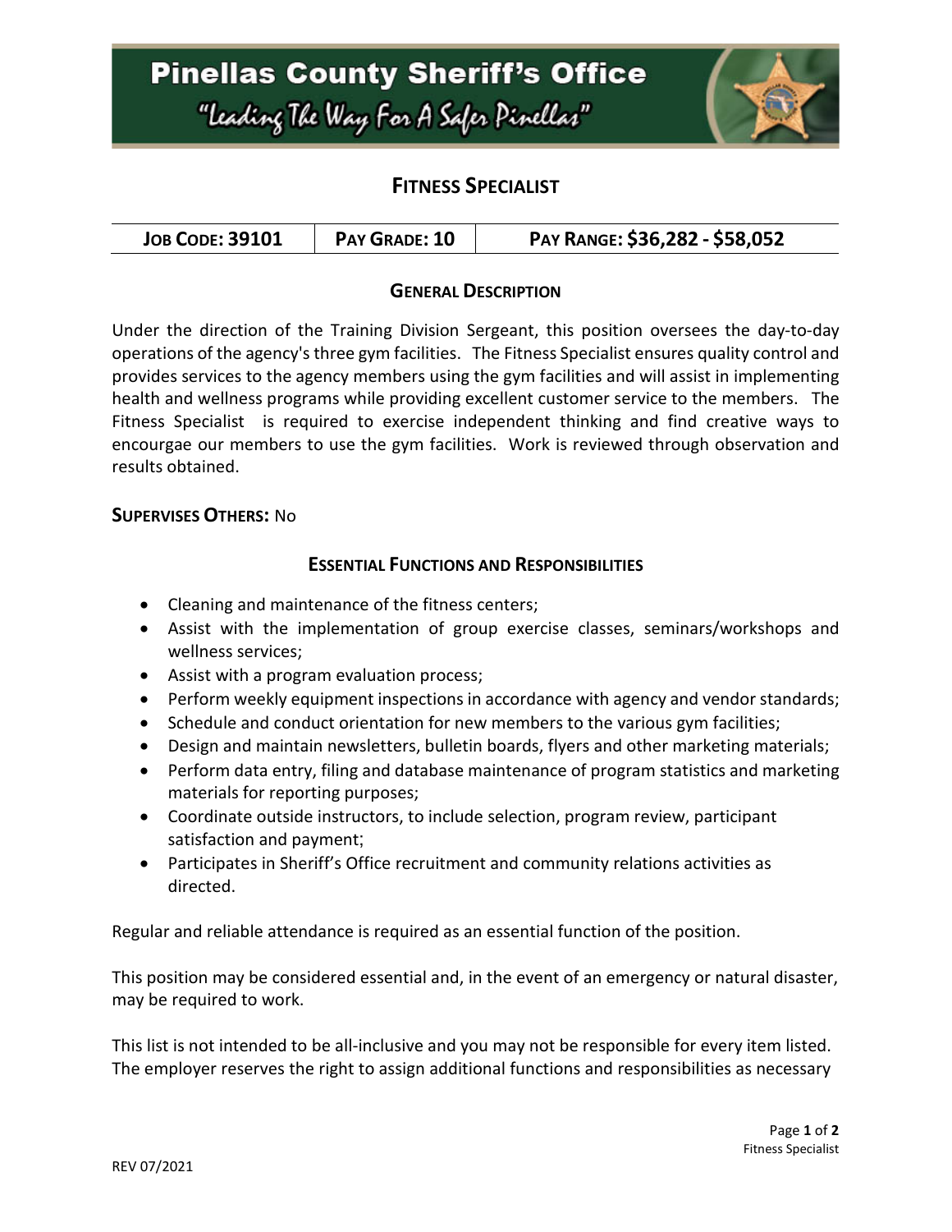# Pinellas County Sheriff's Office

*"Leading The Way For A Safer Pinellas"*

## FITNESS SPECIALIST

| JOB CODE: 39101 | PAY GRADE: 10 | PAY RANGE: $36,282 - $58,052 |
|---|---|---|

### GENERAL DESCRIPTION

Under the direction of the Training Division Sergeant, this position oversees the day-to-day operations of the agency's three gym facilities. The Fitness Specialist ensures quality control and provides services to the agency members using the gym facilities and will assist in implementing health and wellness programs while providing excellent customer service to the members. The Fitness Specialist is required to exercise independent thinking and find creative ways to encourgae our members to use the gym facilities. Work is reviewed through observation and results obtained.

**SUPERVISES OTHERS:** No

### ESSENTIAL FUNCTIONS AND RESPONSIBILITIES

- Cleaning and maintenance of the fitness centers;
- Assist with the implementation of group exercise classes, seminars/workshops and wellness services;
- Assist with a program evaluation process;
- Perform weekly equipment inspections in accordance with agency and vendor standards;
- Schedule and conduct orientation for new members to the various gym facilities;
- Design and maintain newsletters, bulletin boards, flyers and other marketing materials;
- Perform data entry, filing and database maintenance of program statistics and marketing materials for reporting purposes;
- Coordinate outside instructors, to include selection, program review, participant satisfaction and payment;
- Participates in Sheriff's Office recruitment and community relations activities as directed.

Regular and reliable attendance is required as an essential function of the position.

This position may be considered essential and, in the event of an emergency or natural disaster, may be required to work.

This list is not intended to be all-inclusive and you may not be responsible for every item listed. The employer reserves the right to assign additional functions and responsibilities as necessary

REV 07/2021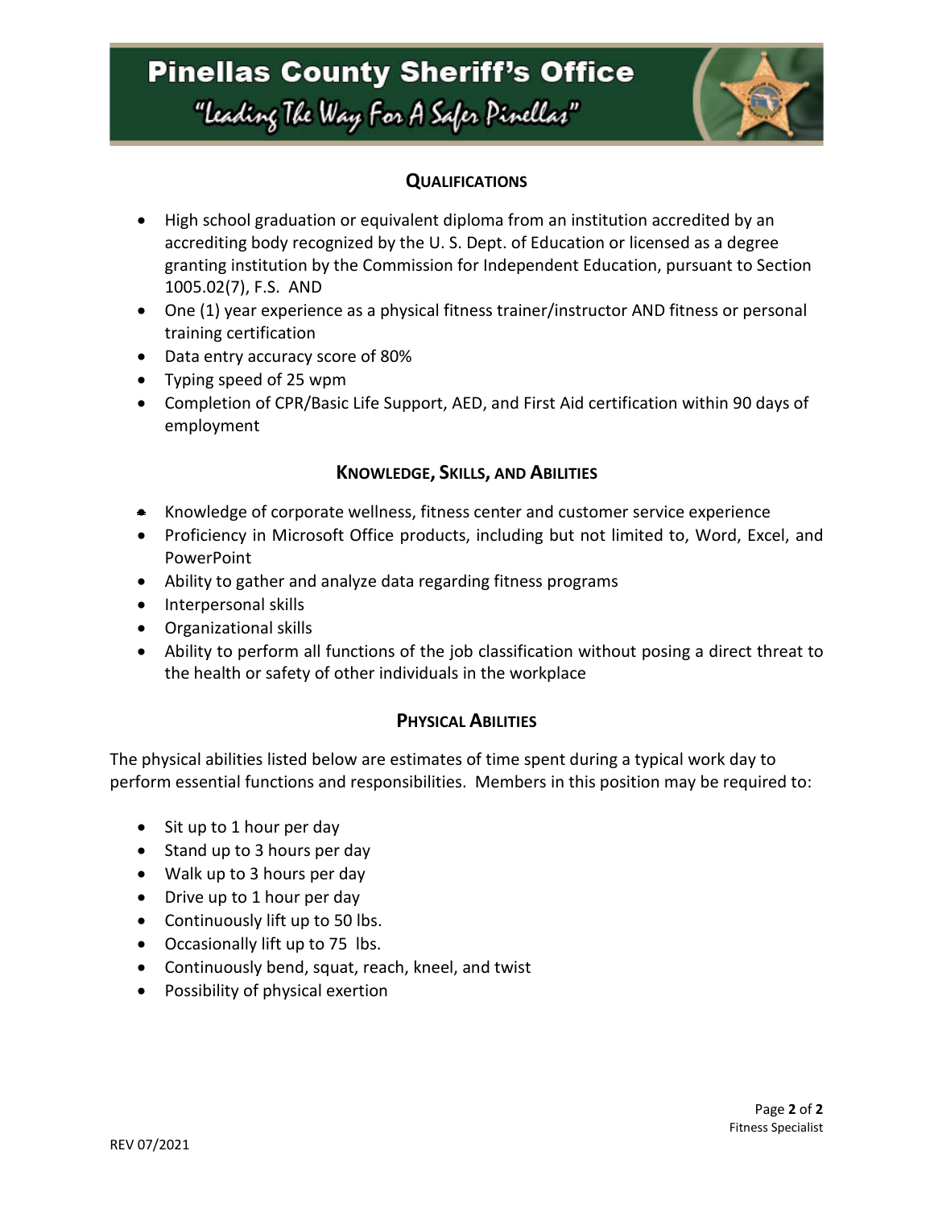## QUALIFICATIONS

- High school graduation or equivalent diploma from an institution accredited by an accrediting body recognized by the U. S. Dept. of Education or licensed as a degree granting institution by the Commission for Independent Education, pursuant to Section 1005.02(7), F.S. AND
- One (1) year experience as a physical fitness trainer/instructor AND fitness or personal training certification
- Data entry accuracy score of 80%
- Typing speed of 25 wpm
- Completion of CPR/Basic Life Support, AED, and First Aid certification within 90 days of employment

## KNOWLEDGE, SKILLS, AND ABILITIES

- Knowledge of corporate wellness, fitness center and customer service experience
- Proficiency in Microsoft Office products, including but not limited to, Word, Excel, and PowerPoint
- Ability to gather and analyze data regarding fitness programs
- Interpersonal skills
- Organizational skills
- Ability to perform all functions of the job classification without posing a direct threat to the health or safety of other individuals in the workplace

## PHYSICAL ABILITIES

The physical abilities listed below are estimates of time spent during a typical work day to perform essential functions and responsibilities. Members in this position may be required to:

- Sit up to 1 hour per day
- Stand up to 3 hours per day
- Walk up to 3 hours per day
- Drive up to 1 hour per day
- Continuously lift up to 50 lbs.
- Occasionally lift up to 75 lbs.
- Continuously bend, squat, reach, kneel, and twist
- Possibility of physical exertion

REV 07/2021